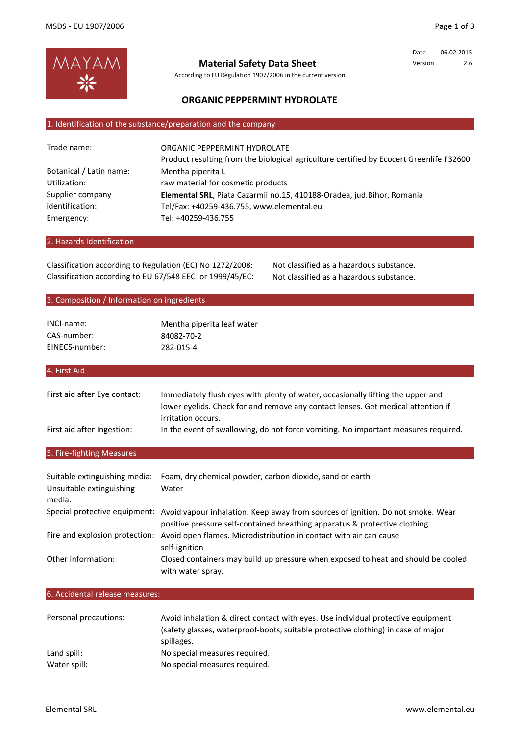MAYAM

# Material Safety Data Sheet

According to EU Regulation 1907/2006 in the current version

| Date | 06.02.2015 |
| --- | --- |
| Version | 2.6 |

## ORGANIC PEPPERMINT HYDROLATE

## 1. Identification of the substance/preparation and the company

| | |
| --- | --- |
| Trade name: | ORGANIC PEPPERMINT HYDROLATE<br>Product resulting from the biological agriculture certified by Ecocert Greenlife F32600 |
| Botanical / Latin name: | Mentha piperita L |
| Utilization: | raw material for cosmetic products |
| Supplier company identification: | **Elemental SRL**, Piata Cazarmii no.15, 410188-Oradea, jud.Bihor, Romania<br>Tel/Fax: +40259-436.755, www.elemental.eu |
| Emergency: | Tel: +40259-436.755 |

## 2. Hazards Identification

| | |
| --- | --- |
| Classification according to Regulation (EC) No 1272/2008: | Not classified as a hazardous substance. |
| Classification according to EU 67/548 EEC or 1999/45/EC: | Not classified as a hazardous substance. |

## 3. Composition / Information on ingredients

| | |
| --- | --- |
| INCI-name: | Mentha piperita leaf water |
| CAS-number: | 84082-70-2 |
| EINECS-number: | 282-015-4 |

## 4. First Aid

| | |
| --- | --- |
| First aid after Eye contact: | Immediately flush eyes with plenty of water, occasionally lifting the upper and lower eyelids. Check for and remove any contact lenses. Get medical attention if irritation occurs. |
| First aid after Ingestion: | In the event of swallowing, do not force vomiting. No important measures required. |

## 5. Fire-fighting Measures

| | |
| --- | --- |
| Suitable extinguishing media: | Foam, dry chemical powder, carbon dioxide, sand or earth |
| Unsuitable extinguishing media: | Water |
| Special protective equipment: | Avoid vapour inhalation. Keep away from sources of ignition. Do not smoke. Wear positive pressure self-contained breathing apparatus & protective clothing. |
| Fire and explosion protection: | Avoid open flames. Microdistribution in contact with air can cause self-ignition |
| Other information: | Closed containers may build up pressure when exposed to heat and should be cooled with water spray. |

## 6. Accidental release measures:

| | |
| --- | --- |
| Personal precautions: | Avoid inhalation & direct contact with eyes. Use individual protective equipment (safety glasses, waterproof-boots, suitable protective clothing) in case of major spillages. |
| Land spill: | No special measures required. |
| Water spill: | No special measures required. |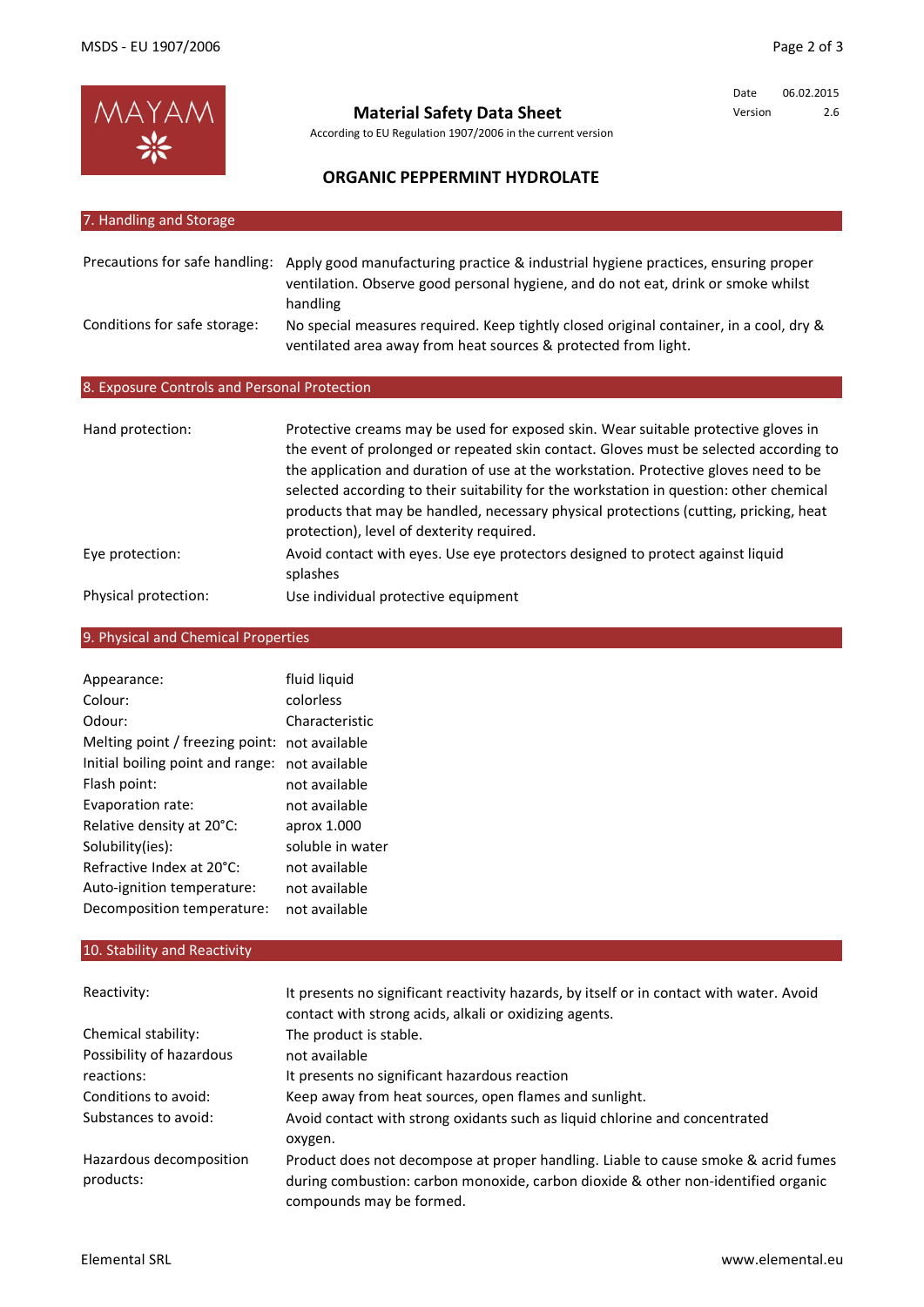**Material Safety Data Sheet**

According to EU Regulation 1907/2006 in the current version

Date 06.02.2015
Version 2.6

## ORGANIC PEPPERMINT HYDROLATE

## 7. Handling and Storage

| | |
|---|---|
| Precautions for safe handling: | Apply good manufacturing practice & industrial hygiene practices, ensuring proper ventilation. Observe good personal hygiene, and do not eat, drink or smoke whilst handling |
| Conditions for safe storage: | No special measures required. Keep tightly closed original container, in a cool, dry & ventilated area away from heat sources & protected from light. |

## 8. Exposure Controls and Personal Protection

| | |
|---|---|
| Hand protection: | Protective creams may be used for exposed skin. Wear suitable protective gloves in the event of prolonged or repeated skin contact. Gloves must be selected according to the application and duration of use at the workstation. Protective gloves need to be selected according to their suitability for the workstation in question: other chemical products that may be handled, necessary physical protections (cutting, pricking, heat protection), level of dexterity required. |
| Eye protection: | Avoid contact with eyes. Use eye protectors designed to protect against liquid splashes |
| Physical protection: | Use individual protective equipment |

## 9. Physical and Chemical Properties

| | |
|---|---|
| Appearance: | fluid liquid |
| Colour: | colorless |
| Odour: | Characteristic |
| Melting point / freezing point: | not available |
| Initial boiling point and range: | not available |
| Flash point: | not available |
| Evaporation rate: | not available |
| Relative density at 20°C: | aprox 1.000 |
| Solubility(ies): | soluble in water |
| Refractive Index at 20°C: | not available |
| Auto-ignition temperature: | not available |
| Decomposition temperature: | not available |

## 10. Stability and Reactivity

| | |
|---|---|
| Reactivity: | It presents no significant reactivity hazards, by itself or in contact with water. Avoid contact with strong acids, alkali or oxidizing agents. |
| Chemical stability: | The product is stable. |
| Possibility of hazardous reactions: | not available<br>It presents no significant hazardous reaction |
| Conditions to avoid: | Keep away from heat sources, open flames and sunlight. |
| Substances to avoid: | Avoid contact with strong oxidants such as liquid chlorine and concentrated oxygen. |
| Hazardous decomposition products: | Product does not decompose at proper handling. Liable to cause smoke & acrid fumes during combustion: carbon monoxide, carbon dioxide & other non-identified organic compounds may be formed. |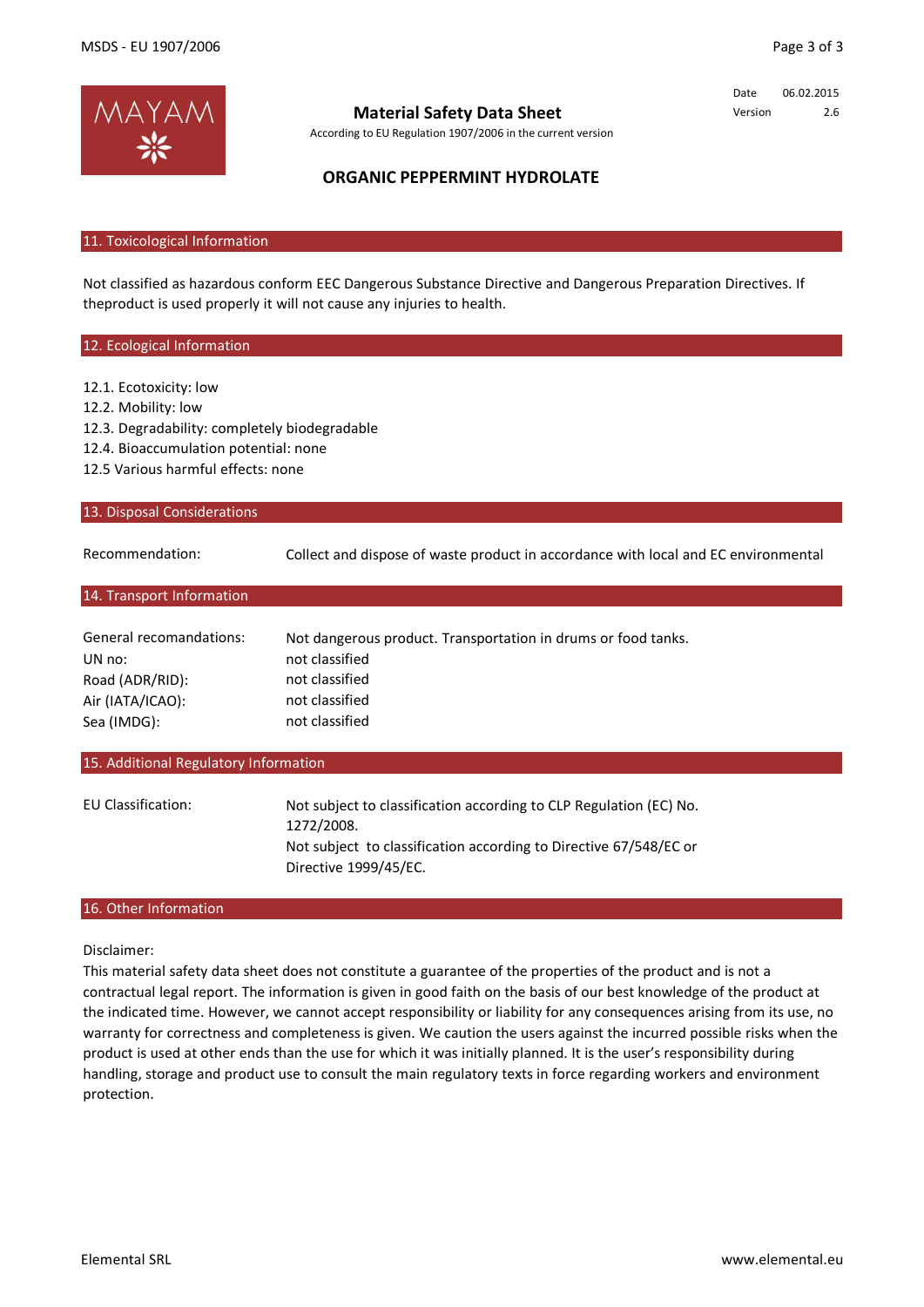**Material Safety Data Sheet**

According to EU Regulation 1907/2006 in the current version

Date 06.02.2015
Version 2.6

## ORGANIC PEPPERMINT HYDROLATE

## 11. Toxicological Information

Not classified as hazardous conform EEC Dangerous Substance Directive and Dangerous Preparation Directives. If theproduct is used properly it will not cause any injuries to health.

## 12. Ecological Information

12.1. Ecotoxicity: low
12.2. Mobility: low
12.3. Degradability: completely biodegradable
12.4. Bioaccumulation potential: none
12.5 Various harmful effects: none

## 13. Disposal Considerations

| | |
|---|---|
| Recommendation: | Collect and dispose of waste product in accordance with local and EC environmental |

## 14. Transport Information

| | |
|---|---|
| General recomandations: | Not dangerous product. Transportation in drums or food tanks. |
| UN no: | not classified |
| Road (ADR/RID): | not classified |
| Air (IATA/ICAO): | not classified |
| Sea (IMDG): | not classified |

## 15. Additional Regulatory Information

| | |
|---|---|
| EU Classification: | Not subject to classification according to CLP Regulation (EC) No. 1272/2008. Not subject to classification according to Directive 67/548/EC or Directive 1999/45/EC. |

## 16. Other Information

Disclaimer:
This material safety data sheet does not constitute a guarantee of the properties of the product and is not a contractual legal report. The information is given in good faith on the basis of our best knowledge of the product at the indicated time. However, we cannot accept responsibility or liability for any consequences arising from its use, no warranty for correctness and completeness is given. We caution the users against the incurred possible risks when the product is used at other ends than the use for which it was initially planned. It is the user's responsibility during handling, storage and product use to consult the main regulatory texts in force regarding workers and environment protection.